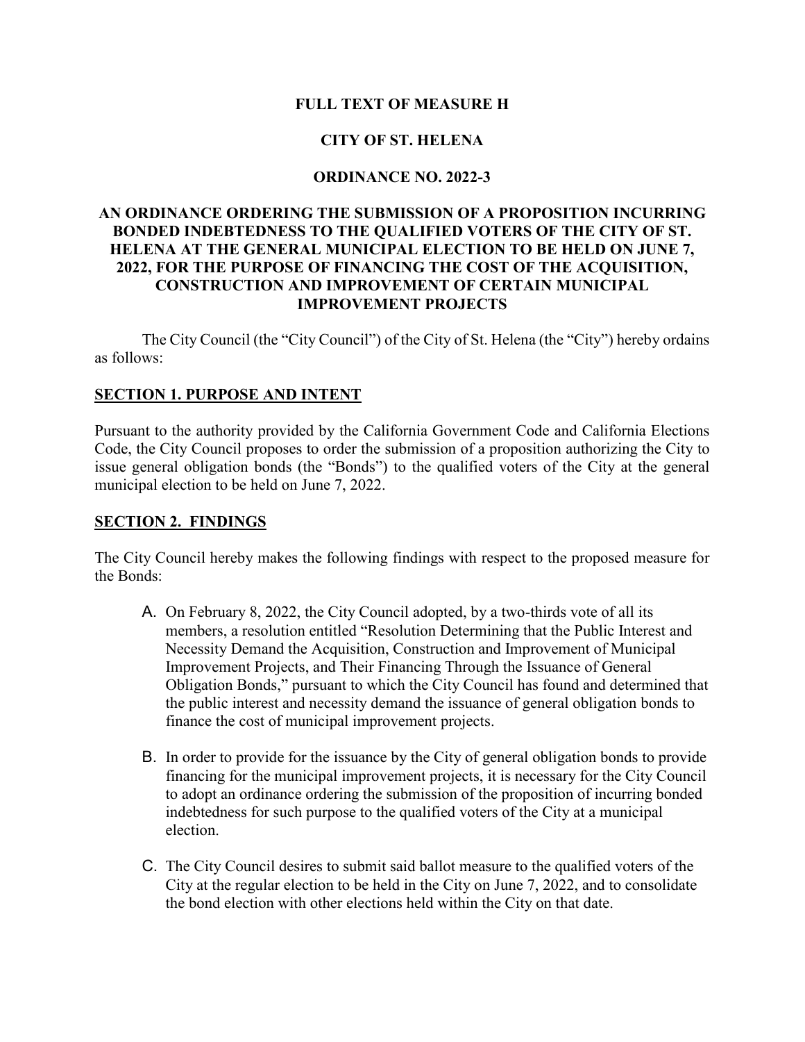# FULL TEXT OF MEASURE H

# CITY OF ST. HELENA

# ORDINANCE NO. 2022-3

## AN ORDINANCE ORDERING THE SUBMISSION OF A PROPOSITION INCURRING BONDED INDEBTEDNESS TO THE QUALIFIED VOTERS OF THE CITY OF ST. HELENA AT THE GENERAL MUNICIPAL ELECTION TO BE HELD ON JUNE 7, 2022, FOR THE PURPOSE OF FINANCING THE COST OF THE ACQUISITION, CONSTRUCTION AND IMPROVEMENT OF CERTAIN MUNICIPAL IMPROVEMENT PROJECTS

The City Council (the "City Council") of the City of St. Helena (the "City") hereby ordains as follows:

### SECTION 1. PURPOSE AND INTENT

Pursuant to the authority provided by the California Government Code and California Elections Code, the City Council proposes to order the submission of a proposition authorizing the City to issue general obligation bonds (the "Bonds") to the qualified voters of the City at the general municipal election to be held on June 7, 2022.

### SECTION 2. FINDINGS

The City Council hereby makes the following findings with respect to the proposed measure for the Bonds:

A. On February 8, 2022, the City Council adopted, by a two-thirds vote of all its members, a resolution entitled "Resolution Determining that the Public Interest and Necessity Demand the Acquisition, Construction and Improvement of Municipal Improvement Projects, and Their Financing Through the Issuance of General Obligation Bonds," pursuant to which the City Council has found and determined that the public interest and necessity demand the issuance of general obligation bonds to finance the cost of municipal improvement projects.

B. In order to provide for the issuance by the City of general obligation bonds to provide financing for the municipal improvement projects, it is necessary for the City Council to adopt an ordinance ordering the submission of the proposition of incurring bonded indebtedness for such purpose to the qualified voters of the City at a municipal election.

C. The City Council desires to submit said ballot measure to the qualified voters of the City at the regular election to be held in the City on June 7, 2022, and to consolidate the bond election with other elections held within the City on that date.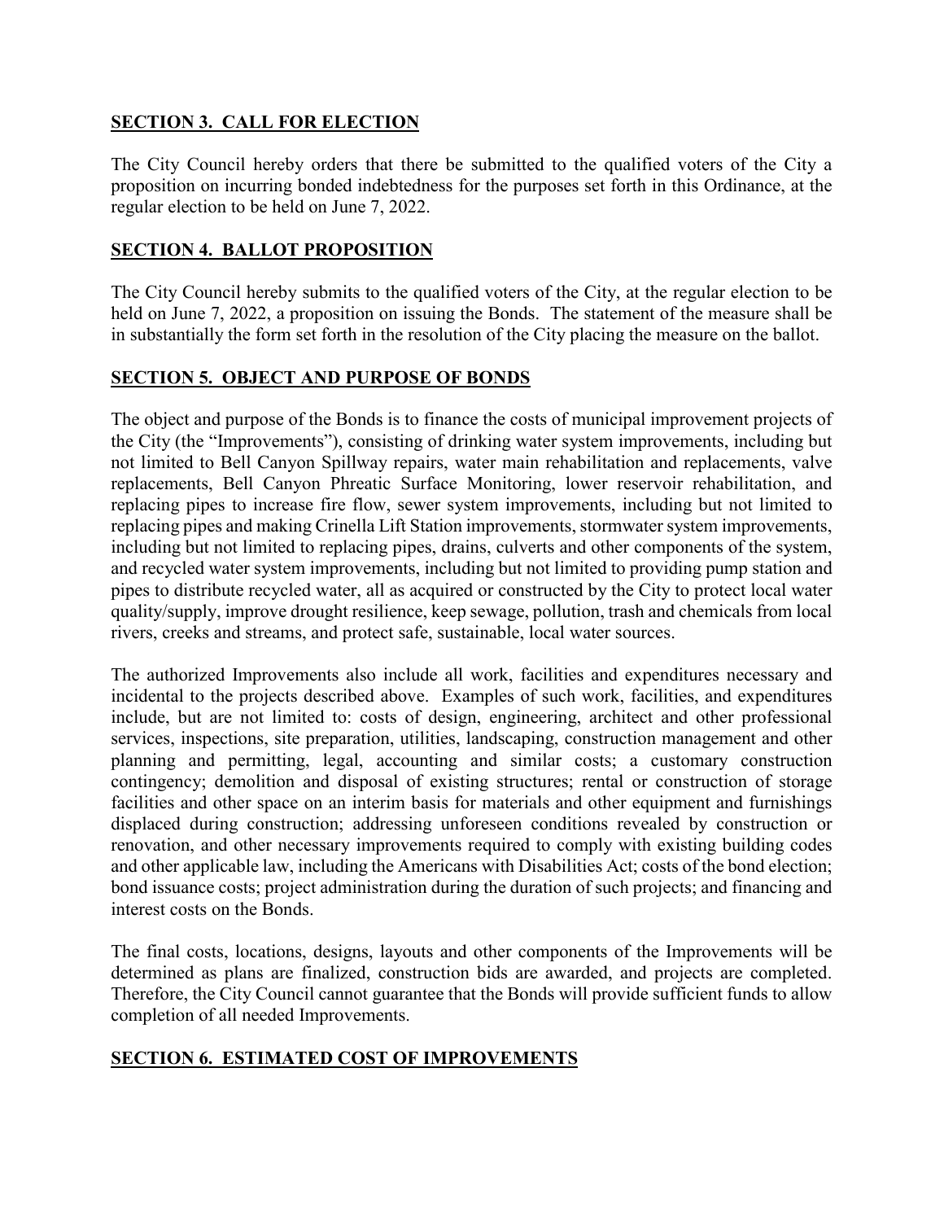## SECTION 3. CALL FOR ELECTION

The City Council hereby orders that there be submitted to the qualified voters of the City a proposition on incurring bonded indebtedness for the purposes set forth in this Ordinance, at the regular election to be held on June 7, 2022.

## SECTION 4. BALLOT PROPOSITION

The City Council hereby submits to the qualified voters of the City, at the regular election to be held on June 7, 2022, a proposition on issuing the Bonds. The statement of the measure shall be in substantially the form set forth in the resolution of the City placing the measure on the ballot.

## SECTION 5. OBJECT AND PURPOSE OF BONDS

The object and purpose of the Bonds is to finance the costs of municipal improvement projects of the City (the "Improvements"), consisting of drinking water system improvements, including but not limited to Bell Canyon Spillway repairs, water main rehabilitation and replacements, valve replacements, Bell Canyon Phreatic Surface Monitoring, lower reservoir rehabilitation, and replacing pipes to increase fire flow, sewer system improvements, including but not limited to replacing pipes and making Crinella Lift Station improvements, stormwater system improvements, including but not limited to replacing pipes, drains, culverts and other components of the system, and recycled water system improvements, including but not limited to providing pump station and pipes to distribute recycled water, all as acquired or constructed by the City to protect local water quality/supply, improve drought resilience, keep sewage, pollution, trash and chemicals from local rivers, creeks and streams, and protect safe, sustainable, local water sources.

The authorized Improvements also include all work, facilities and expenditures necessary and incidental to the projects described above. Examples of such work, facilities, and expenditures include, but are not limited to: costs of design, engineering, architect and other professional services, inspections, site preparation, utilities, landscaping, construction management and other planning and permitting, legal, accounting and similar costs; a customary construction contingency; demolition and disposal of existing structures; rental or construction of storage facilities and other space on an interim basis for materials and other equipment and furnishings displaced during construction; addressing unforeseen conditions revealed by construction or renovation, and other necessary improvements required to comply with existing building codes and other applicable law, including the Americans with Disabilities Act; costs of the bond election; bond issuance costs; project administration during the duration of such projects; and financing and interest costs on the Bonds.

The final costs, locations, designs, layouts and other components of the Improvements will be determined as plans are finalized, construction bids are awarded, and projects are completed. Therefore, the City Council cannot guarantee that the Bonds will provide sufficient funds to allow completion of all needed Improvements.

## SECTION 6. ESTIMATED COST OF IMPROVEMENTS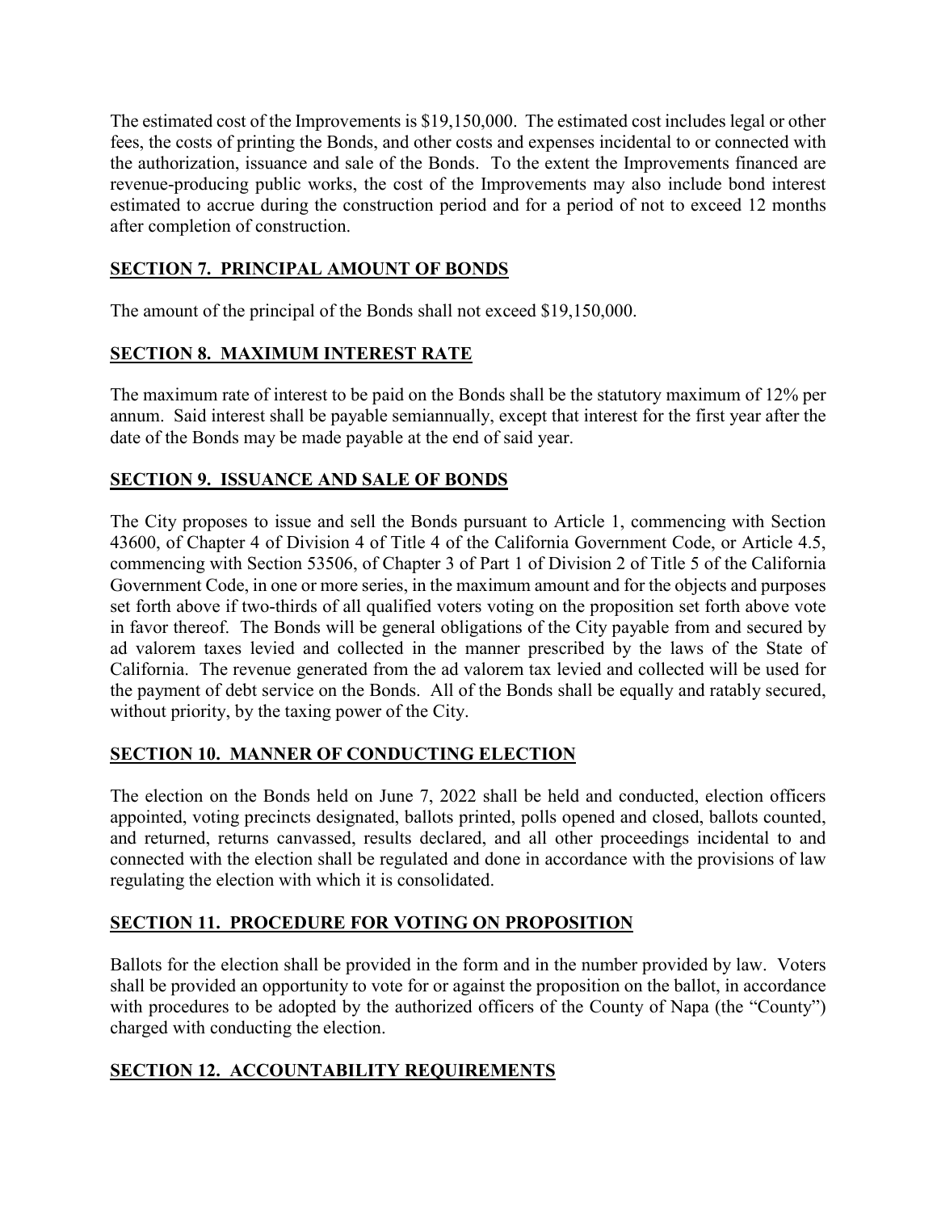The estimated cost of the Improvements is $19,150,000. The estimated cost includes legal or other fees, the costs of printing the Bonds, and other costs and expenses incidental to or connected with the authorization, issuance and sale of the Bonds. To the extent the Improvements financed are revenue-producing public works, the cost of the Improvements may also include bond interest estimated to accrue during the construction period and for a period of not to exceed 12 months after completion of construction.

## SECTION 7. PRINCIPAL AMOUNT OF BONDS

The amount of the principal of the Bonds shall not exceed $19,150,000.

## SECTION 8. MAXIMUM INTEREST RATE

The maximum rate of interest to be paid on the Bonds shall be the statutory maximum of 12% per annum. Said interest shall be payable semiannually, except that interest for the first year after the date of the Bonds may be made payable at the end of said year.

## SECTION 9. ISSUANCE AND SALE OF BONDS

The City proposes to issue and sell the Bonds pursuant to Article 1, commencing with Section 43600, of Chapter 4 of Division 4 of Title 4 of the California Government Code, or Article 4.5, commencing with Section 53506, of Chapter 3 of Part 1 of Division 2 of Title 5 of the California Government Code, in one or more series, in the maximum amount and for the objects and purposes set forth above if two-thirds of all qualified voters voting on the proposition set forth above vote in favor thereof. The Bonds will be general obligations of the City payable from and secured by ad valorem taxes levied and collected in the manner prescribed by the laws of the State of California. The revenue generated from the ad valorem tax levied and collected will be used for the payment of debt service on the Bonds. All of the Bonds shall be equally and ratably secured, without priority, by the taxing power of the City.

## SECTION 10. MANNER OF CONDUCTING ELECTION

The election on the Bonds held on June 7, 2022 shall be held and conducted, election officers appointed, voting precincts designated, ballots printed, polls opened and closed, ballots counted, and returned, returns canvassed, results declared, and all other proceedings incidental to and connected with the election shall be regulated and done in accordance with the provisions of law regulating the election with which it is consolidated.

## SECTION 11. PROCEDURE FOR VOTING ON PROPOSITION

Ballots for the election shall be provided in the form and in the number provided by law. Voters shall be provided an opportunity to vote for or against the proposition on the ballot, in accordance with procedures to be adopted by the authorized officers of the County of Napa (the "County") charged with conducting the election.

## SECTION 12. ACCOUNTABILITY REQUIREMENTS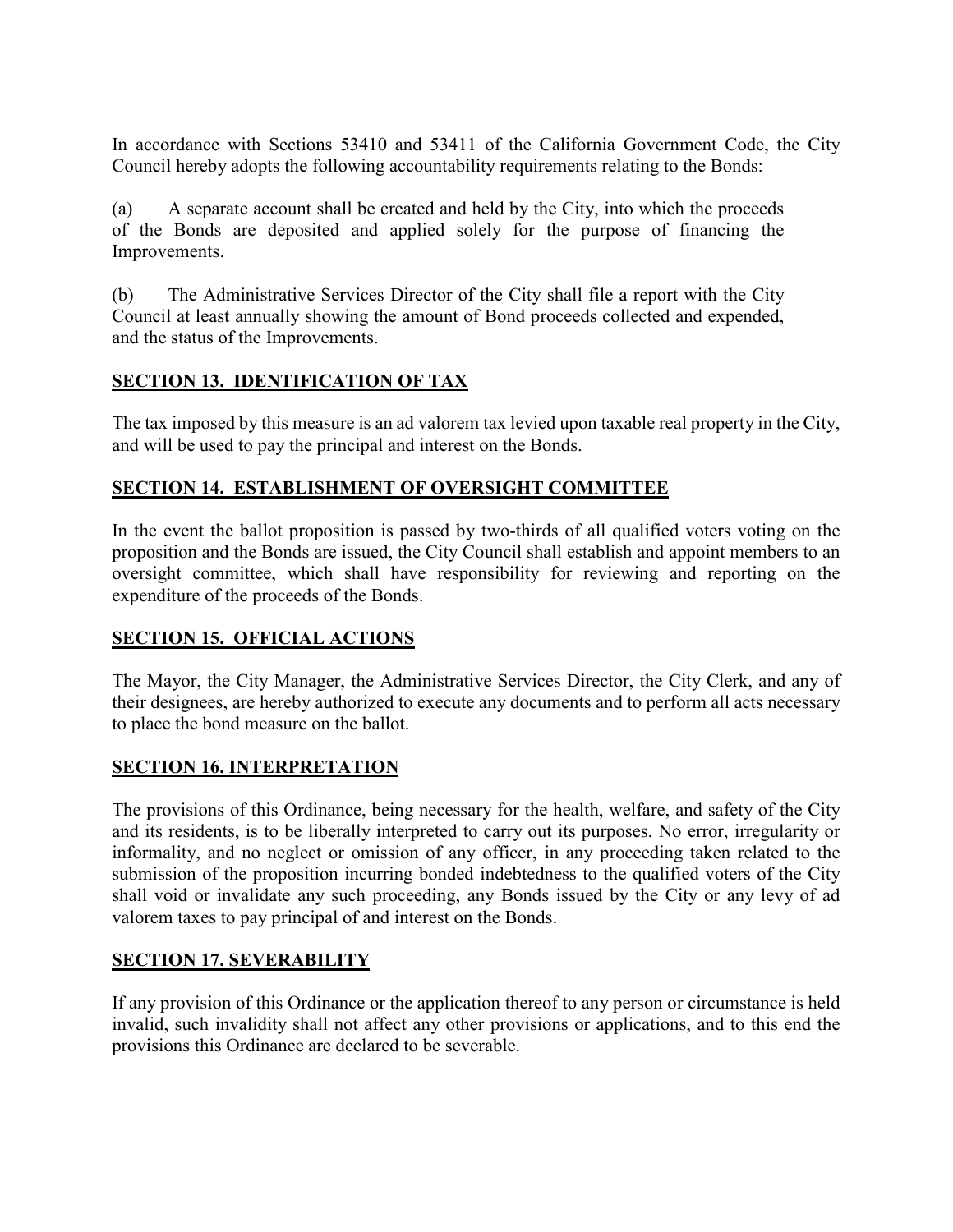In accordance with Sections 53410 and 53411 of the California Government Code, the City Council hereby adopts the following accountability requirements relating to the Bonds:

(a) A separate account shall be created and held by the City, into which the proceeds of the Bonds are deposited and applied solely for the purpose of financing the Improvements.

(b) The Administrative Services Director of the City shall file a report with the City Council at least annually showing the amount of Bond proceeds collected and expended, and the status of the Improvements.

## SECTION 13. IDENTIFICATION OF TAX

The tax imposed by this measure is an ad valorem tax levied upon taxable real property in the City, and will be used to pay the principal and interest on the Bonds.

## SECTION 14. ESTABLISHMENT OF OVERSIGHT COMMITTEE

In the event the ballot proposition is passed by two-thirds of all qualified voters voting on the proposition and the Bonds are issued, the City Council shall establish and appoint members to an oversight committee, which shall have responsibility for reviewing and reporting on the expenditure of the proceeds of the Bonds.

## SECTION 15. OFFICIAL ACTIONS

The Mayor, the City Manager, the Administrative Services Director, the City Clerk, and any of their designees, are hereby authorized to execute any documents and to perform all acts necessary to place the bond measure on the ballot.

## SECTION 16. INTERPRETATION

The provisions of this Ordinance, being necessary for the health, welfare, and safety of the City and its residents, is to be liberally interpreted to carry out its purposes. No error, irregularity or informality, and no neglect or omission of any officer, in any proceeding taken related to the submission of the proposition incurring bonded indebtedness to the qualified voters of the City shall void or invalidate any such proceeding, any Bonds issued by the City or any levy of ad valorem taxes to pay principal of and interest on the Bonds.

## SECTION 17. SEVERABILITY

If any provision of this Ordinance or the application thereof to any person or circumstance is held invalid, such invalidity shall not affect any other provisions or applications, and to this end the provisions this Ordinance are declared to be severable.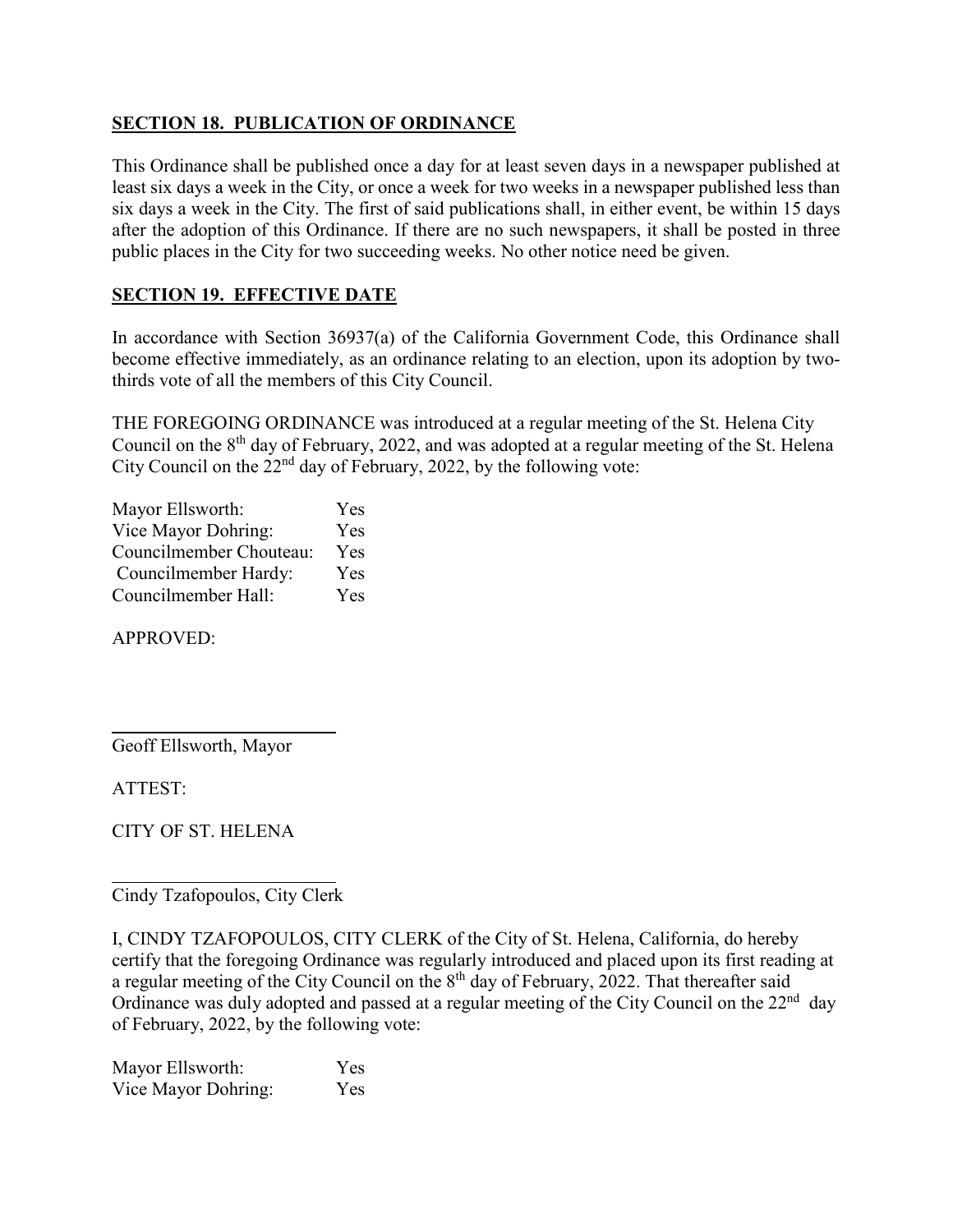**SECTION 18. PUBLICATION OF ORDINANCE**

This Ordinance shall be published once a day for at least seven days in a newspaper published at least six days a week in the City, or once a week for two weeks in a newspaper published less than six days a week in the City. The first of said publications shall, in either event, be within 15 days after the adoption of this Ordinance. If there are no such newspapers, it shall be posted in three public places in the City for two succeeding weeks. No other notice need be given.

**SECTION 19. EFFECTIVE DATE**

In accordance with Section 36937(a) of the California Government Code, this Ordinance shall become effective immediately, as an ordinance relating to an election, upon its adoption by two-thirds vote of all the members of this City Council.

THE FOREGOING ORDINANCE was introduced at a regular meeting of the St. Helena City Council on the 8th day of February, 2022, and was adopted at a regular meeting of the St. Helena City Council on the 22nd day of February, 2022, by the following vote:

| | |
|---|---|
| Mayor Ellsworth: | Yes |
| Vice Mayor Dohring: | Yes |
| Councilmember Chouteau: | Yes |
| Councilmember Hardy: | Yes |
| Councilmember Hall: | Yes |

APPROVED:

Geoff Ellsworth, Mayor

ATTEST:

CITY OF ST. HELENA

Cindy Tzafopoulos, City Clerk

I, CINDY TZAFOPOULOS, CITY CLERK of the City of St. Helena, California, do hereby certify that the foregoing Ordinance was regularly introduced and placed upon its first reading at a regular meeting of the City Council on the 8th day of February, 2022. That thereafter said Ordinance was duly adopted and passed at a regular meeting of the City Council on the 22nd day of February, 2022, by the following vote:

| | |
|---|---|
| Mayor Ellsworth: | Yes |
| Vice Mayor Dohring: | Yes |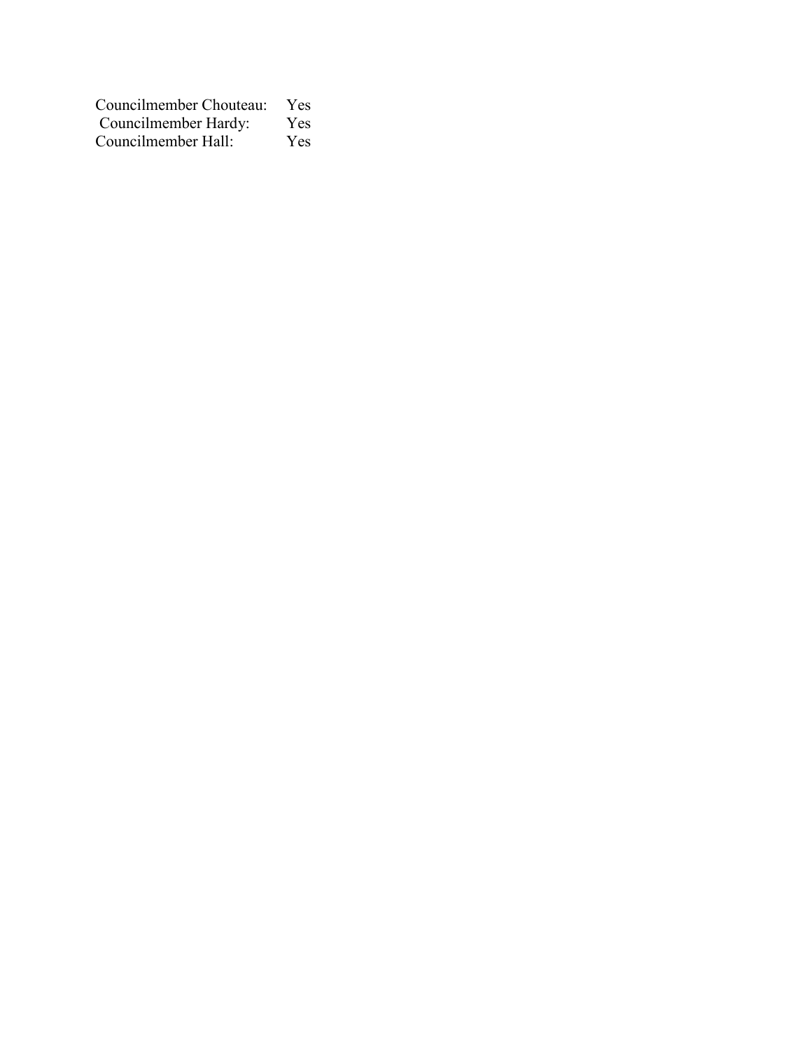| | |
|---|---|
| Councilmember Chouteau: | Yes |
| Councilmember Hardy: | Yes |
| Councilmember Hall: | Yes |